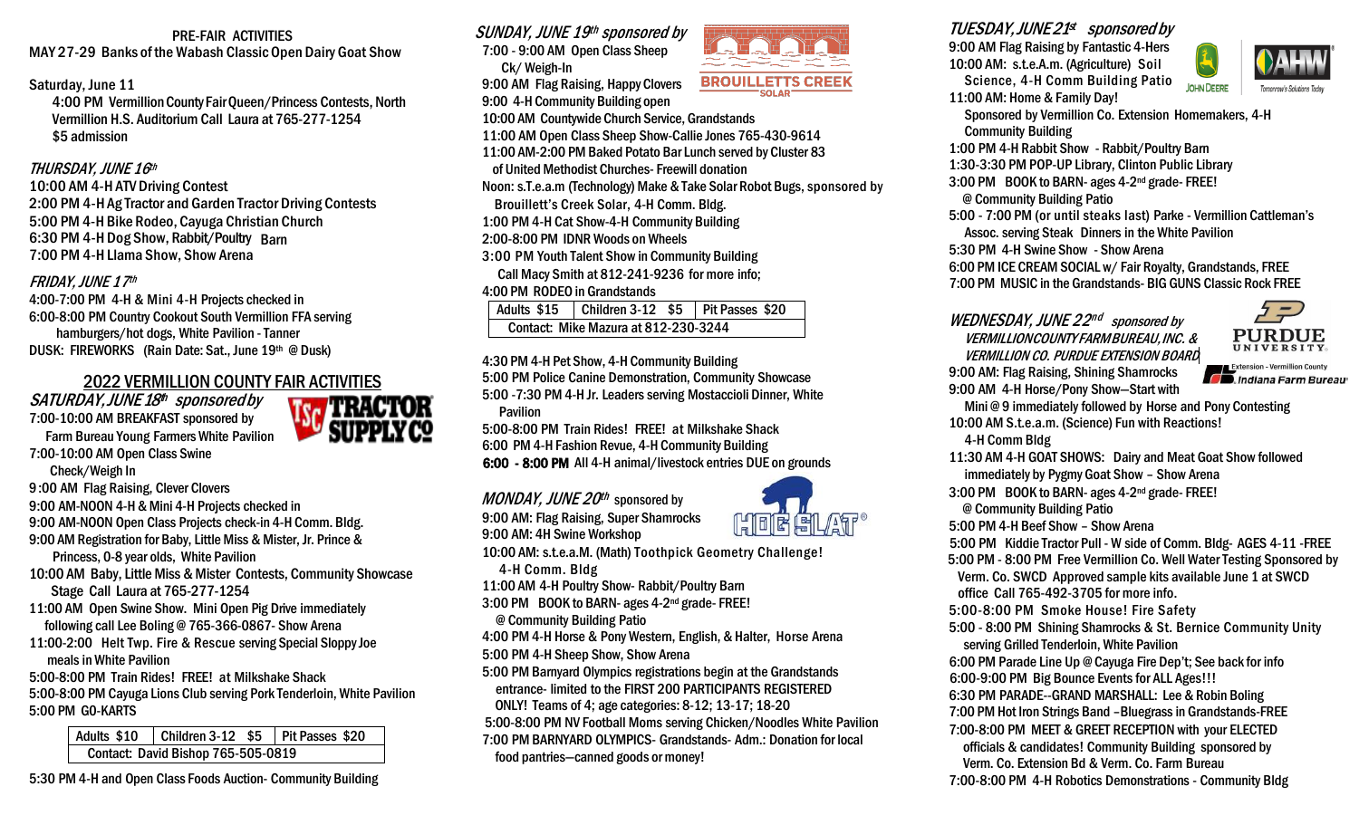PRE-FAIR ACTIVITIES

MAY 27-29 Banks of the Wabash Classic Open Dairy Goat Show

Saturday, June 11

4:00 PM Vermillion County Fair Queen/Princess Contests, North Vermillion H.S. Auditorium Call Laura at 765-277-1254 $5 admission

*THURSDAY, JUNE 16th*

10:00 AM 4-H ATV Driving Contest
2:00 PM 4-H Ag Tractor and Garden Tractor Driving Contests
5:00 PM 4-H Bike Rodeo, Cayuga Christian Church
6:30 PM 4-H Dog Show, Rabbit/Poultry Barn
7:00 PM 4-H Llama Show, Show Arena

*FRIDAY, JUNE 17th*

4:00-7:00 PM 4-H & Mini 4-H Projects checked in
6:00-8:00 PM Country Cookout South Vermillion FFA serving hamburgers/hot dogs, White Pavilion - Tanner
DUSK: FIREWORKS (Rain Date: Sat., June 19th @ Dusk)

## 2022 VERMILLION COUNTY FAIR ACTIVITIES

*SATURDAY, JUNE 18th sponsored by* TRACTOR SUPPLY CO

7:00-10:00 AM BREAKFAST sponsored by Farm Bureau Young Farmers White Pavilion
7:00-10:00 AM Open Class Swine Check/Weigh In
9:00 AM Flag Raising, Clever Clovers
9:00 AM-NOON 4-H & Mini 4-H Projects checked in
9:00 AM-NOON Open Class Projects check-in 4-H Comm. Bldg.
9:00 AM Registration for Baby, Little Miss & Mister, Jr. Prince & Princess, 0-8 year olds, White Pavilion
10:00 AM Baby, Little Miss & Mister Contests, Community Showcase Stage Call Laura at 765-277-1254
11:00 AM Open Swine Show. Mini Open Pig Drive immediately following call Lee Boling @ 765-366-0867- Show Arena
11:00-2:00 Helt Twp. Fire & Rescue serving Special Sloppy Joe meals in White Pavilion
5:00-8:00 PM Train Rides! FREE! at Milkshake Shack
5:00-8:00 PM Cayuga Lions Club serving Pork Tenderloin, White Pavilion
5:00 PM GO-KARTS

| Adults $10 | Children 3-12 $5 | Pit Passes $20 |
| --- | --- | --- |
| Contact: David Bishop 765-505-0819 | | |

5:30 PM 4-H and Open Class Foods Auction- Community Building

*SUNDAY, JUNE 19th sponsored by* BROUILLETTS CREEK SOLAR

7:00 - 9:00 AM Open Class Sheep Ck/ Weigh-In
9:00 AM Flag Raising, Happy Clovers
9:00 4-H Community Building open
10:00 AM Countywide Church Service, Grandstands
11:00 AM Open Class Sheep Show-Callie Jones 765-430-9614
11:00 AM-2:00 PM Baked Potato Bar Lunch served by Cluster 83 of United Methodist Churches- Freewill donation
Noon: s.T.e.a.m (Technology) Make & Take Solar Robot Bugs, sponsored by Brouillett's Creek Solar, 4-H Comm. Bldg.
1:00 PM 4-H Cat Show-4-H Community Building
2:00-8:00 PM IDNR Words on Wheels
3:00 PM Youth Talent Show in Community Building Call Macy Smith at 812-241-9236 for more info;
4:00 PM RODEO in Grandstands

| Adults $15 | Children 3-12 $5 | Pit Passes $20 |
| --- | --- | --- |
| Contact: Mike Mazura at 812-230-3244 | | |

4:30 PM 4-H Pet Show, 4-H Community Building
5:00 PM Police Canine Demonstration, Community Showcase
5:00 -7:30 PM 4-H Jr. Leaders serving Mostaccioli Dinner, White Pavilion
5:00-8:00 PM Train Rides! FREE! at Milkshake Shack
6:00 PM 4-H Fashion Revue, 4-H Community Building
**6:00 - 8:00 PM** All 4-H animal/livestock entries DUE on grounds

*MONDAY, JUNE 20th sponsored by* HOG SLAT

9:00 AM: Flag Raising, Super Shamrocks
9:00 AM: 4H Swine Workshop
10:00 AM: s.t.e.a.m. (Math) Toothpick Geometry Challenge! 4-H Comm. Bldg
11:00 AM 4-H Poultry Show- Rabbit/Poultry Barn
3:00 PM BOOK to BARN- ages 4-2nd grade- FREE! @ Community Building Patio
4:00 PM 4-H Horse & Pony Western, English, & Halter, Horse Arena
5:00 PM 4-H Sheep Show, Show Arena
5:00 PM Barnyard Olympics registrations begin at the Grandstands entrance- limited to the FIRST 200 PARTICIPANTS REGISTERED ONLY! Teams of 4; age categories: 8-12; 13-17; 18-20
5:00-8:00 PM NV Football Moms serving Chicken/Noodles White Pavilion
7:00 PM BARNYARD OLYMPICS- Grandstands- Adm.: Donation for local food pantries—canned goods or money!

*TUESDAY, JUNE 21st sponsored by* JOHN DEERE, AHW

9:00 AM Flag Raising by Fantastic 4-Hers
10:00 AM: s.t.e.A.m. (Agriculture) Soil Science, 4-H Comm Building Patio
11:00 AM: Home & Family Day! Sponsored by Vermillion Co. Extension Homemakers, 4-H Community Building
1:00 PM 4-H Rabbit Show - Rabbit/Poultry Barn
1:30-3:30 PM POP-UP Library, Clinton Public Library
3:00 PM BOOK to BARN- ages 4-2nd grade- FREE! @ Community Building Patio
5:00 - 7:00 PM (or until steaks last) Parke - Vermillion Cattleman's Assoc. serving Steak Dinners in the White Pavilion
5:30 PM 4-H Swine Show - Show Arena
6:00 PM ICE CREAM SOCIAL w/ Fair Royalty, Grandstands, FREE
7:00 PM MUSIC in the Grandstands- BIG GUNS Classic Rock FREE

*WEDNESDAY, JUNE 22nd sponsored by VERMILLION COUNTY FARM BUREAU, INC. & VERMILLION CO. PURDUE EXTENSION BOARD*

9:00 AM: Flag Raising, Shining Shamrocks
9:00 AM 4-H Horse/Pony Show—Start with Mini @ 9 immediately followed by Horse and Pony Contesting
10:00 AM S.t.e.a.m. (Science) Fun with Reactions! 4-H Comm Bldg
11:30 AM 4-H GOAT SHOWS: Dairy and Meat Goat Show followed immediately by Pygmy Goat Show – Show Arena
3:00 PM BOOK to BARN- ages 4-2nd grade- FREE! @ Community Building Patio
5:00 PM 4-H Beef Show – Show Arena
5:00 PM Kiddie Tractor Pull - W side of Comm. Bldg- AGES 4-11 -FREE
5:00 PM - 8:00 PM Free Vermillion Co. Well Water Testing Sponsored by Verm. Co. SWCD Approved sample kits available June 1 at SWCD office Call 765-492-3705 for more info.
5:00-8:00 PM Smoke House! Fire Safety
5:00 - 8:00 PM Shining Shamrocks & St. Bernice Community Unity serving Grilled Tenderloin, White Pavilion
6:00 PM Parade Line Up @ Cayuga Fire Dep't; See back for info
6:00-9:00 PM Big Bounce Events for ALL Ages!!!
6:30 PM PARADE--GRAND MARSHALL: Lee & Robin Boling
7:00 PM Hot Iron Strings Band –Bluegrass in Grandstands-FREE
7:00-8:00 PM MEET & GREET RECEPTION with your ELECTED officials & candidates! Community Building sponsored by Verm. Co. Extension Bd & Verm. Co. Farm Bureau
7:00-8:00 PM 4-H Robotics Demonstrations - Community Bldg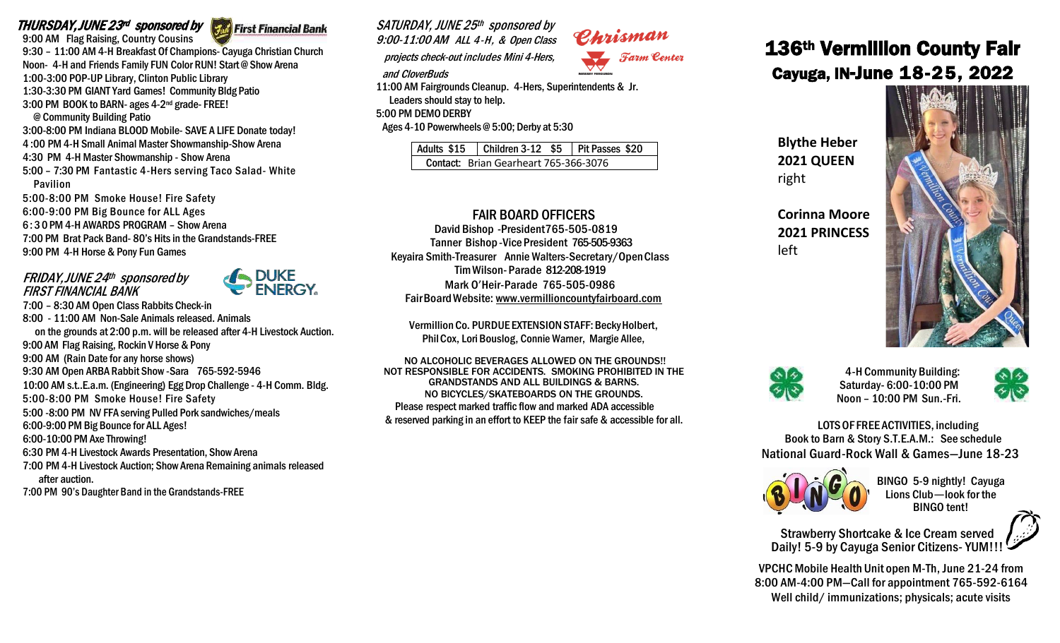## THURSDAY, JUNE 23rd sponsored by First Financial Bank

9:00 AM Flag Raising, Country Cousins
9:30 – 11:00 AM 4-H Breakfast Of Champions- Cayuga Christian Church
Noon- 4-H and Friends Family FUN Color RUN! Start @ Show Arena
1:00-3:00 POP-UP Library, Clinton Public Library
1:30-3:30 PM GIANT Yard Games! Community Bldg Patio
3:00 PM BOOK to BARN- ages 4-2nd grade- FREE! @ Community Building Patio
3:00-8:00 PM Indiana BLOOD Mobile- SAVE A LIFE Donate today!
4:00 PM 4-H Small Animal Master Showmanship-Show Arena
4:30 PM 4-H Master Showmanship - Show Arena
5:00 – 7:30 PM Fantastic 4-Hers serving Taco Salad- White Pavilion
5:00-8:00 PM Smoke House! Fire Safety
6:00-9:00 PM Big Bounce for ALL Ages
6:30 PM 4-H AWARDS PROGRAM – Show Arena
7:00 PM Brat Pack Band- 80's Hits in the Grandstands-FREE
9:00 PM 4-H Horse & Pony Fun Games

## FRIDAY, JUNE 24th sponsored by FIRST FINANCIAL BANK

DUKE ENERGY.

7:00 – 8:30 AM Open Class Rabbits Check-in
8:00 - 11:00 AM Non-Sale Animals released. Animals on the grounds at 2:00 p.m. will be released after 4-H Livestock Auction.
9:00 AM Flag Raising, Rockin V Horse & Pony
9:00 AM (Rain Date for any horse shows)
9:30 AM Open ARBA Rabbit Show -Sara 765-592-5946
10:00 AM s.t..E.a.m. (Engineering) Egg Drop Challenge - 4-H Comm. Bldg.
5:00-8:00 PM Smoke House! Fire Safety
5:00 -8:00 PM NV FFA serving Pulled Pork sandwiches/meals
6:00-9:00 PM Big Bounce for ALL Ages!
6:00-10:00 PM Axe Throwing!
6:30 PM 4-H Livestock Awards Presentation, Show Arena
7:00 PM 4-H Livestock Auction; Show Arena Remaining animals released after auction.
7:00 PM 90's Daughter Band in the Grandstands-FREE

## SATURDAY, JUNE 25th sponsored by Chrisman Farm Center

*9:00-11:00 AM ALL 4-H, & Open Class projects check-out includes Mini 4-Hers, and CloverBuds*

11:00 AM Fairgrounds Cleanup. 4-Hers, Superintendents & Jr. Leaders should stay to help.
5:00 PM DEMO DERBY
Ages 4-10 Powerwheels @ 5:00; Derby at 5:30

| | | |
|---|---|---|
| Adults $15 | Children 3-12 $5 | Pit Passes $20 |
| Contact: Brian Gearheart 765-366-3076 | | |

## FAIR BOARD OFFICERS

David Bishop -President 765-505-0819
Tanner Bishop -Vice President 765-505-9363
Keyaira Smith-Treasurer Annie Walters-Secretary/Open Class
Tim Wilson- Parade 812-208-1919
Mark O'Heir-Parade 765-505-0986
Fair Board Website: www.vermillioncountyfairboard.com

Vermillion Co. PURDUE EXTENSION STAFF: Becky Holbert, Phil Cox, Lori Bouslog, Connie Warner, Margie Allee,

NO ALCOHOLIC BEVERAGES ALLOWED ON THE GROUNDS!!
NOT RESPONSIBLE FOR ACCIDENTS. SMOKING PROHIBITED IN THE GRANDSTANDS AND ALL BUILDINGS & BARNS.
NO BICYCLES/SKATEBOARDS ON THE GROUNDS.
Please respect marked traffic flow and marked ADA accessible & reserved parking in an effort to KEEP the fair safe & accessible for all.

# 136th Vermillion County Fair

## Cayuga, IN-June 18-25, 2022

**Blythe Heber**
**2021 QUEEN**
right

**Corinna Moore**
**2021 PRINCESS**
left

4-H Community Building:
Saturday- 6:00-10:00 PM
Noon – 10:00 PM Sun.-Fri.

LOTS OF FREE ACTIVITIES, including
Book to Barn & Story S.T.E.A.M.: See schedule
National Guard-Rock Wall & Games—June 18-23

BINGO 5-9 nightly! Cayuga Lions Club—look for the BINGO tent!

Strawberry Shortcake & Ice Cream served Daily! 5-9 by Cayuga Senior Citizens- YUM!!!

VPCHC Mobile Health Unit open M-Th, June 21-24 from 8:00 AM-4:00 PM—Call for appointment 765-592-6164
Well child/ immunizations; physicals; acute visits